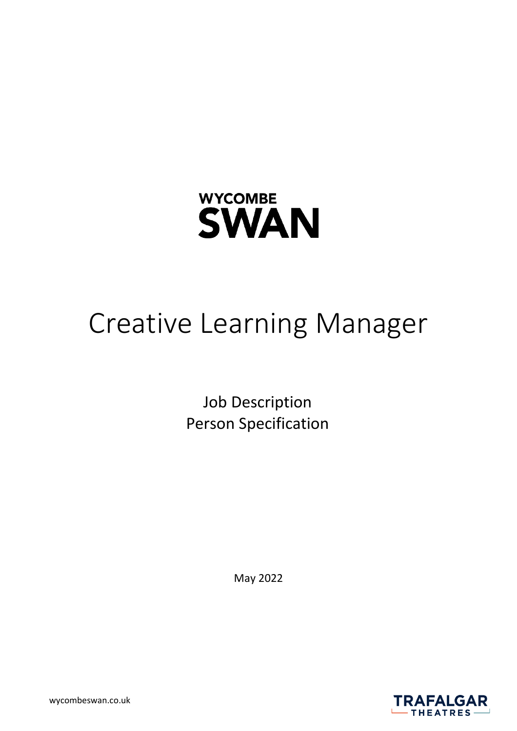WYCOMBE SWAN

# Creative Learning Manager

Job Description
Person Specification

May 2022

wycombeswan.co.uk

TRAFALGAR THEATRES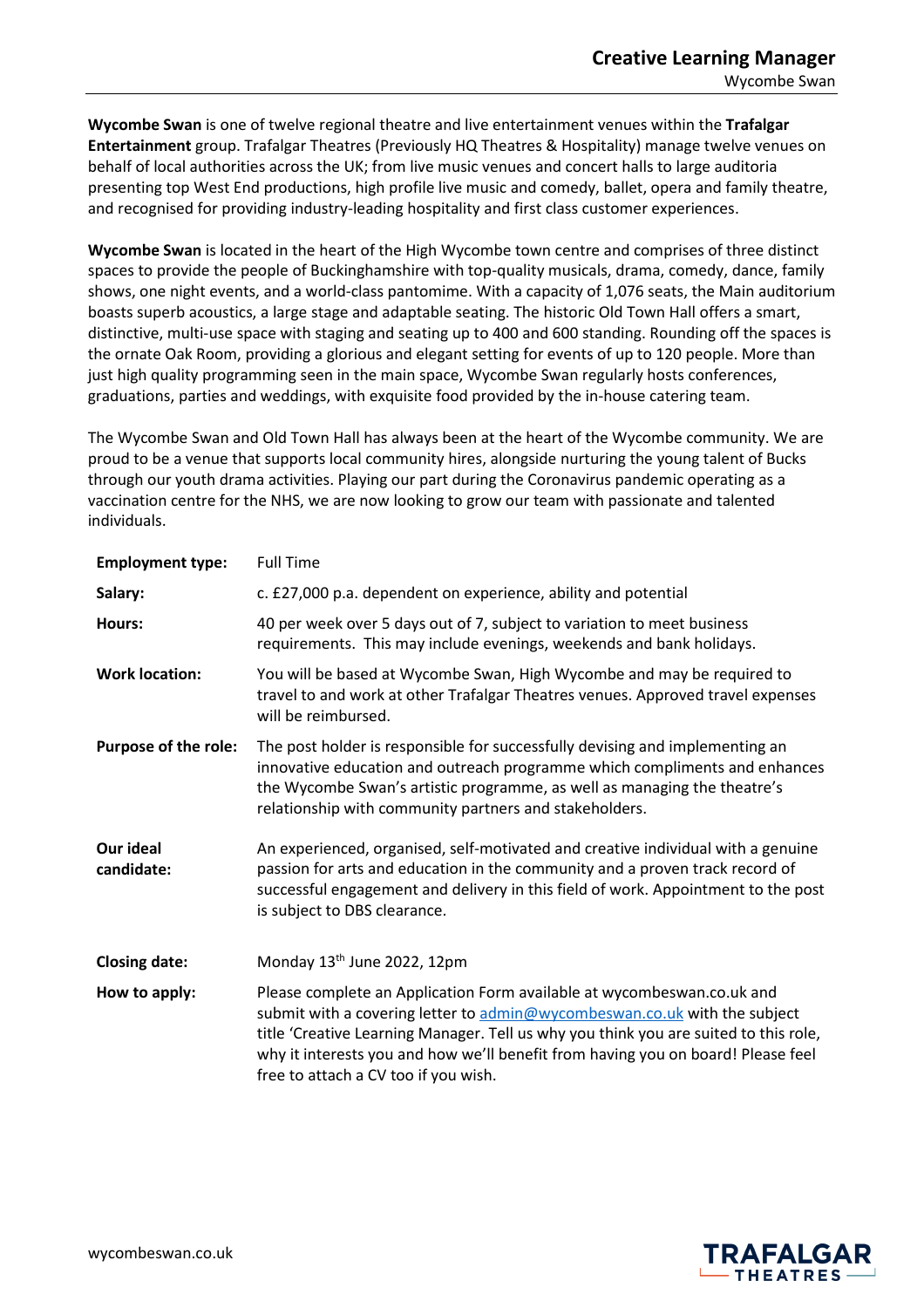# Creative Learning Manager

Wycombe Swan

**Wycombe Swan** is one of twelve regional theatre and live entertainment venues within the **Trafalgar Entertainment** group. Trafalgar Theatres (Previously HQ Theatres & Hospitality) manage twelve venues on behalf of local authorities across the UK; from live music venues and concert halls to large auditoria presenting top West End productions, high profile live music and comedy, ballet, opera and family theatre, and recognised for providing industry-leading hospitality and first class customer experiences.

**Wycombe Swan** is located in the heart of the High Wycombe town centre and comprises of three distinct spaces to provide the people of Buckinghamshire with top-quality musicals, drama, comedy, dance, family shows, one night events, and a world-class pantomime. With a capacity of 1,076 seats, the Main auditorium boasts superb acoustics, a large stage and adaptable seating. The historic Old Town Hall offers a smart, distinctive, multi-use space with staging and seating up to 400 and 600 standing. Rounding off the spaces is the ornate Oak Room, providing a glorious and elegant setting for events of up to 120 people. More than just high quality programming seen in the main space, Wycombe Swan regularly hosts conferences, graduations, parties and weddings, with exquisite food provided by the in-house catering team.

The Wycombe Swan and Old Town Hall has always been at the heart of the Wycombe community. We are proud to be a venue that supports local community hires, alongside nurturing the young talent of Bucks through our youth drama activities. Playing our part during the Coronavirus pandemic operating as a vaccination centre for the NHS, we are now looking to grow our team with passionate and talented individuals.

| | |
|---|---|
| **Employment type:** | Full Time |
| **Salary:** | c. £27,000 p.a. dependent on experience, ability and potential |
| **Hours:** | 40 per week over 5 days out of 7, subject to variation to meet business requirements. This may include evenings, weekends and bank holidays. |
| **Work location:** | You will be based at Wycombe Swan, High Wycombe and may be required to travel to and work at other Trafalgar Theatres venues. Approved travel expenses will be reimbursed. |
| **Purpose of the role:** | The post holder is responsible for successfully devising and implementing an innovative education and outreach programme which compliments and enhances the Wycombe Swan's artistic programme, as well as managing the theatre's relationship with community partners and stakeholders. |
| **Our ideal candidate:** | An experienced, organised, self-motivated and creative individual with a genuine passion for arts and education in the community and a proven track record of successful engagement and delivery in this field of work. Appointment to the post is subject to DBS clearance. |
| **Closing date:** | Monday 13th June 2022, 12pm |
| **How to apply:** | Please complete an Application Form available at wycombeswan.co.uk and submit with a covering letter to admin@wycombeswan.co.uk with the subject title 'Creative Learning Manager. Tell us why you think you are suited to this role, why it interests you and how we'll benefit from having you on board! Please feel free to attach a CV too if you wish. |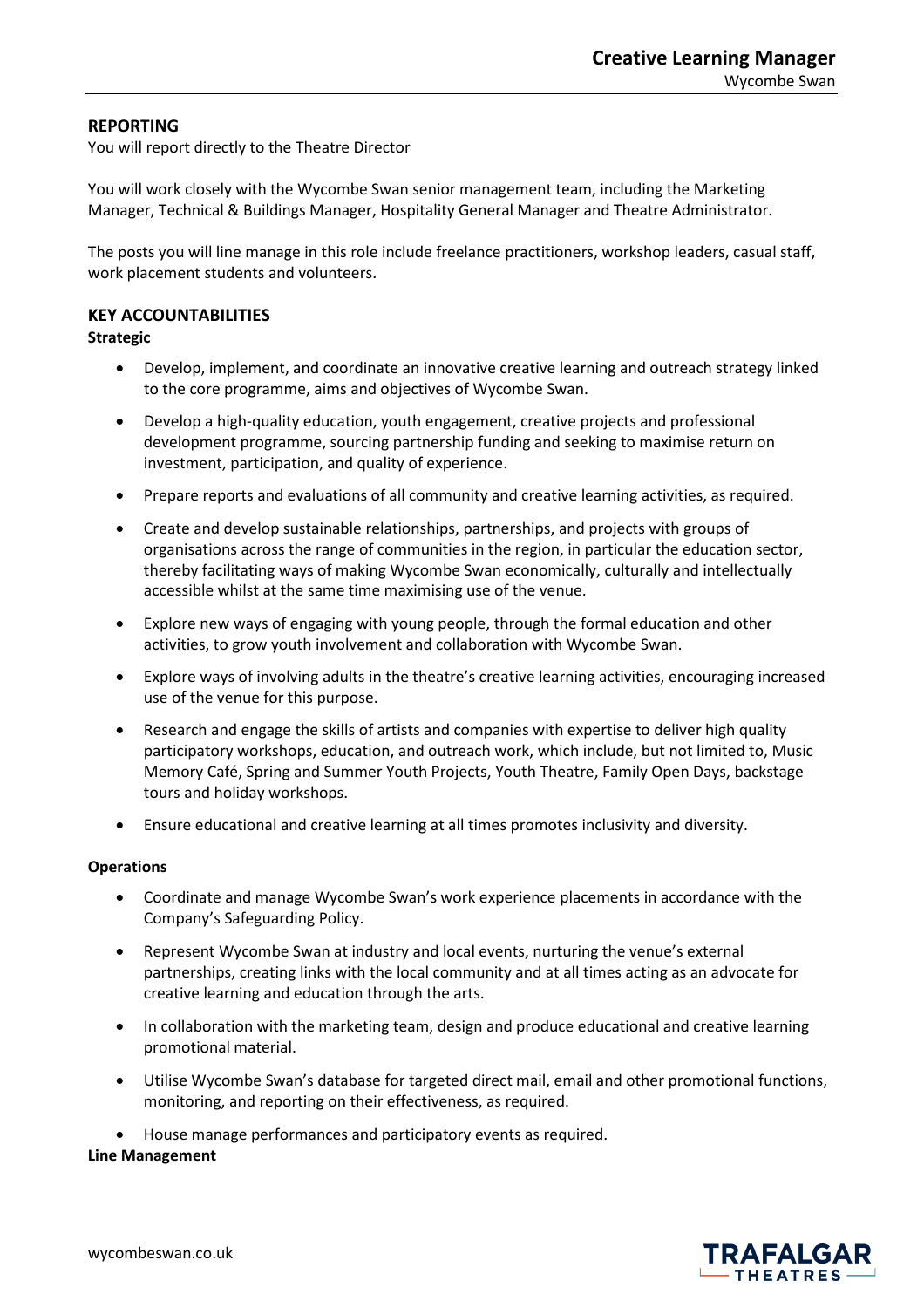## REPORTING

You will report directly to the Theatre Director

You will work closely with the Wycombe Swan senior management team, including the Marketing Manager, Technical & Buildings Manager, Hospitality General Manager and Theatre Administrator.

The posts you will line manage in this role include freelance practitioners, workshop leaders, casual staff, work placement students and volunteers.

## KEY ACCOUNTABILITIES

### Strategic

- Develop, implement, and coordinate an innovative creative learning and outreach strategy linked to the core programme, aims and objectives of Wycombe Swan.
- Develop a high-quality education, youth engagement, creative projects and professional development programme, sourcing partnership funding and seeking to maximise return on investment, participation, and quality of experience.
- Prepare reports and evaluations of all community and creative learning activities, as required.
- Create and develop sustainable relationships, partnerships, and projects with groups of organisations across the range of communities in the region, in particular the education sector, thereby facilitating ways of making Wycombe Swan economically, culturally and intellectually accessible whilst at the same time maximising use of the venue.
- Explore new ways of engaging with young people, through the formal education and other activities, to grow youth involvement and collaboration with Wycombe Swan.
- Explore ways of involving adults in the theatre's creative learning activities, encouraging increased use of the venue for this purpose.
- Research and engage the skills of artists and companies with expertise to deliver high quality participatory workshops, education, and outreach work, which include, but not limited to, Music Memory Café, Spring and Summer Youth Projects, Youth Theatre, Family Open Days, backstage tours and holiday workshops.
- Ensure educational and creative learning at all times promotes inclusivity and diversity.

### Operations

- Coordinate and manage Wycombe Swan's work experience placements in accordance with the Company's Safeguarding Policy.
- Represent Wycombe Swan at industry and local events, nurturing the venue's external partnerships, creating links with the local community and at all times acting as an advocate for creative learning and education through the arts.
- In collaboration with the marketing team, design and produce educational and creative learning promotional material.
- Utilise Wycombe Swan's database for targeted direct mail, email and other promotional functions, monitoring, and reporting on their effectiveness, as required.
- House manage performances and participatory events as required.

### Line Management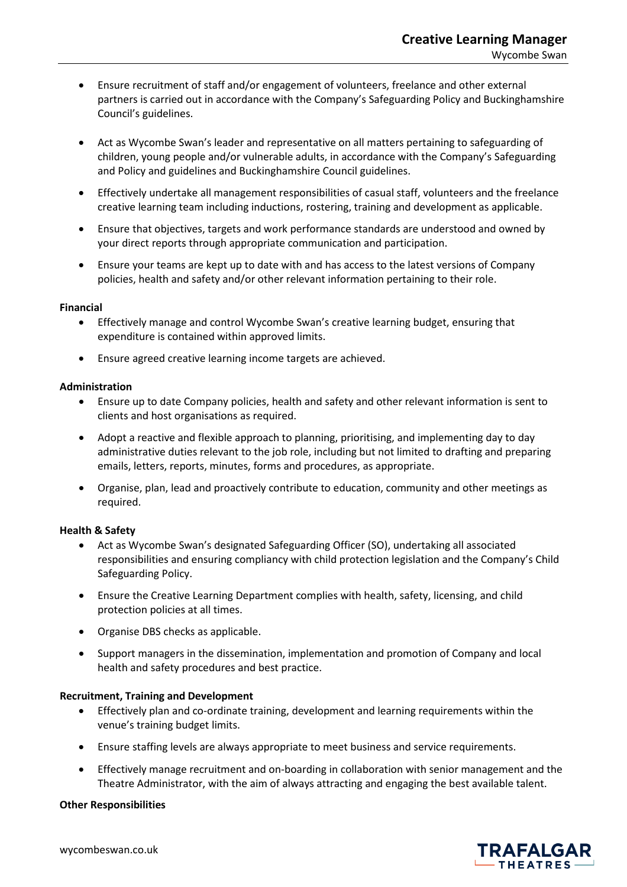- Ensure recruitment of staff and/or engagement of volunteers, freelance and other external partners is carried out in accordance with the Company's Safeguarding Policy and Buckinghamshire Council's guidelines.

- Act as Wycombe Swan's leader and representative on all matters pertaining to safeguarding of children, young people and/or vulnerable adults, in accordance with the Company's Safeguarding and Policy and guidelines and Buckinghamshire Council guidelines.

- Effectively undertake all management responsibilities of casual staff, volunteers and the freelance creative learning team including inductions, rostering, training and development as applicable.

- Ensure that objectives, targets and work performance standards are understood and owned by your direct reports through appropriate communication and participation.

- Ensure your teams are kept up to date with and has access to the latest versions of Company policies, health and safety and/or other relevant information pertaining to their role.

**Financial**

- Effectively manage and control Wycombe Swan's creative learning budget, ensuring that expenditure is contained within approved limits.

- Ensure agreed creative learning income targets are achieved.

**Administration**

- Ensure up to date Company policies, health and safety and other relevant information is sent to clients and host organisations as required.

- Adopt a reactive and flexible approach to planning, prioritising, and implementing day to day administrative duties relevant to the job role, including but not limited to drafting and preparing emails, letters, reports, minutes, forms and procedures, as appropriate.

- Organise, plan, lead and proactively contribute to education, community and other meetings as required.

**Health & Safety**

- Act as Wycombe Swan's designated Safeguarding Officer (SO), undertaking all associated responsibilities and ensuring compliancy with child protection legislation and the Company's Child Safeguarding Policy.

- Ensure the Creative Learning Department complies with health, safety, licensing, and child protection policies at all times.

- Organise DBS checks as applicable.

- Support managers in the dissemination, implementation and promotion of Company and local health and safety procedures and best practice.

**Recruitment, Training and Development**

- Effectively plan and co-ordinate training, development and learning requirements within the venue's training budget limits.

- Ensure staffing levels are always appropriate to meet business and service requirements.

- Effectively manage recruitment and on-boarding in collaboration with senior management and the Theatre Administrator, with the aim of always attracting and engaging the best available talent.

**Other Responsibilities**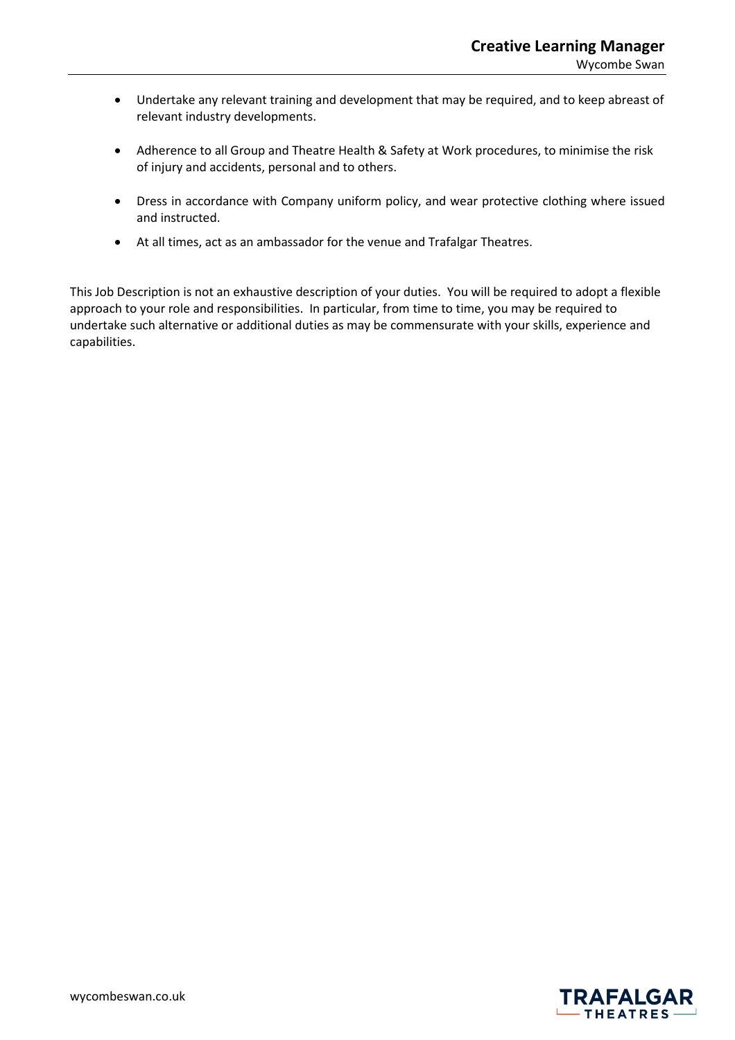- Undertake any relevant training and development that may be required, and to keep abreast of relevant industry developments.

- Adherence to all Group and Theatre Health & Safety at Work procedures, to minimise the risk of injury and accidents, personal and to others.

- Dress in accordance with Company uniform policy, and wear protective clothing where issued and instructed.

- At all times, act as an ambassador for the venue and Trafalgar Theatres.

This Job Description is not an exhaustive description of your duties. You will be required to adopt a flexible approach to your role and responsibilities. In particular, from time to time, you may be required to undertake such alternative or additional duties as may be commensurate with your skills, experience and capabilities.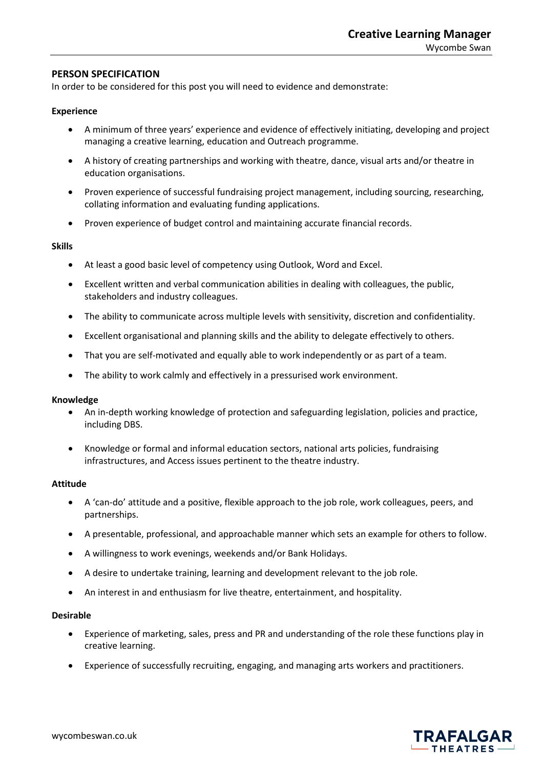## PERSON SPECIFICATION

In order to be considered for this post you will need to evidence and demonstrate:

### Experience

- A minimum of three years' experience and evidence of effectively initiating, developing and project managing a creative learning, education and Outreach programme.
- A history of creating partnerships and working with theatre, dance, visual arts and/or theatre in education organisations.
- Proven experience of successful fundraising project management, including sourcing, researching, collating information and evaluating funding applications.
- Proven experience of budget control and maintaining accurate financial records.

### Skills

- At least a good basic level of competency using Outlook, Word and Excel.
- Excellent written and verbal communication abilities in dealing with colleagues, the public, stakeholders and industry colleagues.
- The ability to communicate across multiple levels with sensitivity, discretion and confidentiality.
- Excellent organisational and planning skills and the ability to delegate effectively to others.
- That you are self-motivated and equally able to work independently or as part of a team.
- The ability to work calmly and effectively in a pressurised work environment.

### Knowledge

- An in-depth working knowledge of protection and safeguarding legislation, policies and practice, including DBS.
- Knowledge or formal and informal education sectors, national arts policies, fundraising infrastructures, and Access issues pertinent to the theatre industry.

### Attitude

- A 'can-do' attitude and a positive, flexible approach to the job role, work colleagues, peers, and partnerships.
- A presentable, professional, and approachable manner which sets an example for others to follow.
- A willingness to work evenings, weekends and/or Bank Holidays.
- A desire to undertake training, learning and development relevant to the job role.
- An interest in and enthusiasm for live theatre, entertainment, and hospitality.

### Desirable

- Experience of marketing, sales, press and PR and understanding of the role these functions play in creative learning.
- Experience of successfully recruiting, engaging, and managing arts workers and practitioners.